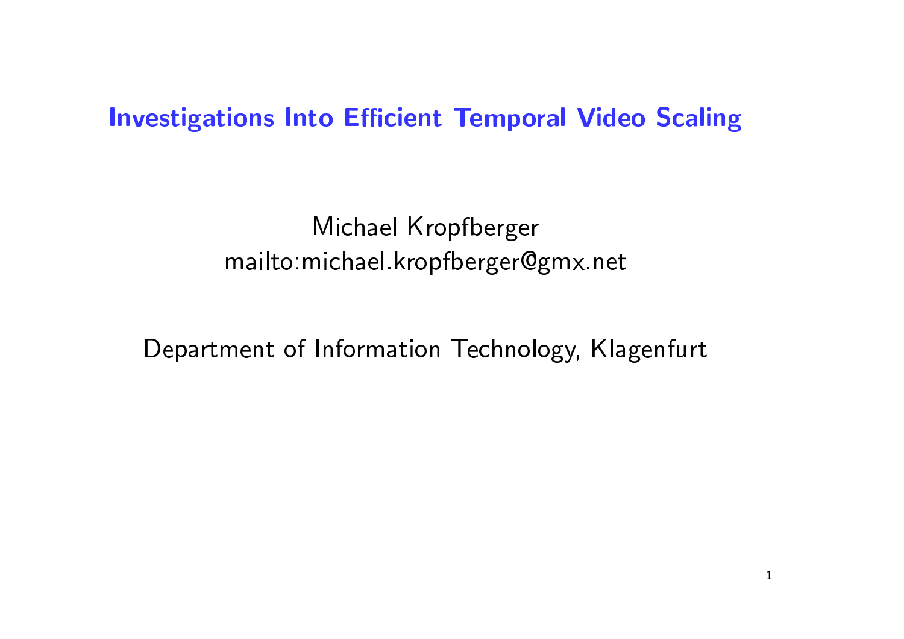# Investigations Into Efficient Temporal Video Scaling

Michael Kropfberger
mailto:michael.kropfberger@gmx.net

Department of Information Technology, Klagenfurt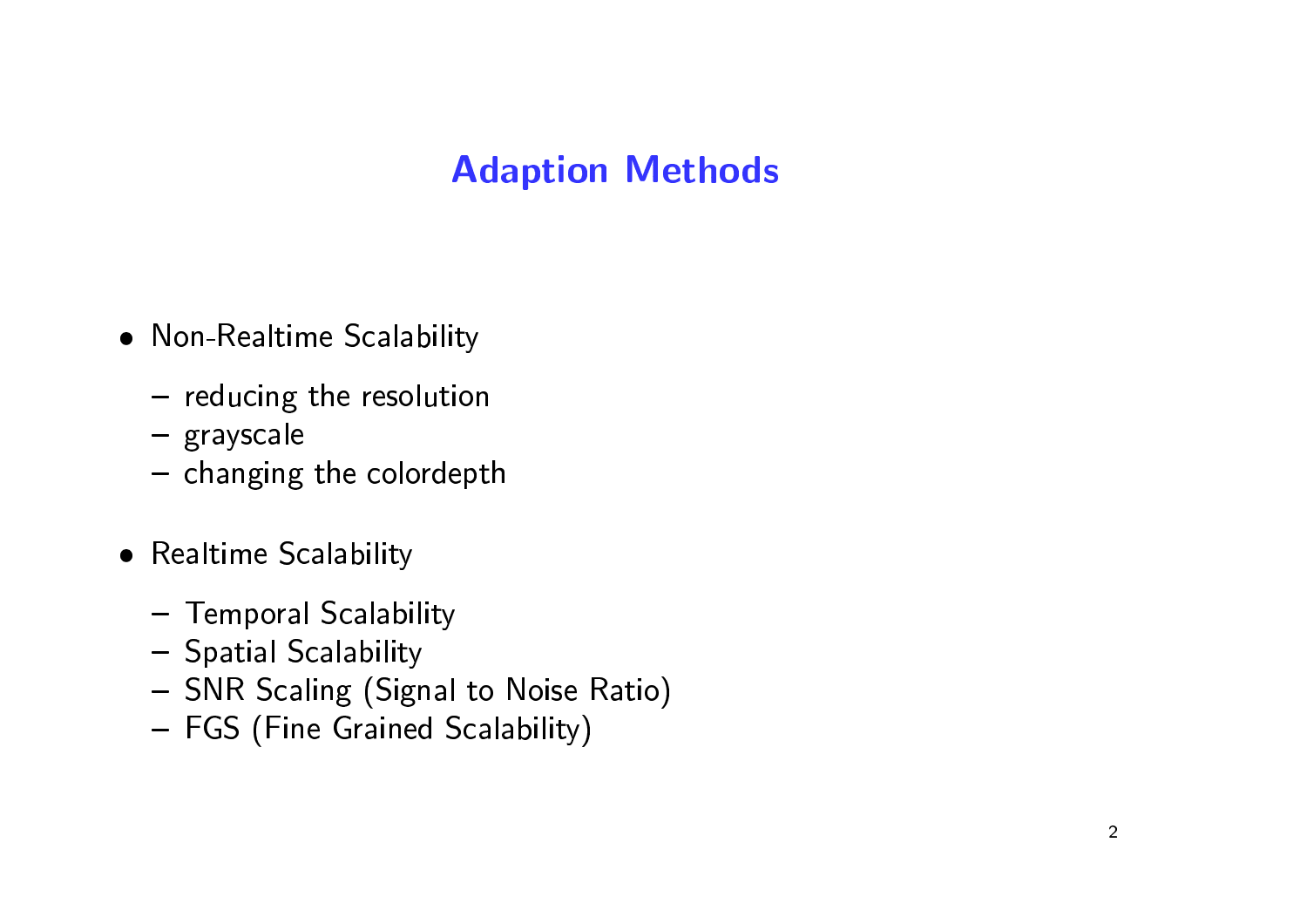# Adaption Methods

- Non-Realtime Scalability
  - reducing the resolution
  - grayscale
  - changing the colordepth

- Realtime Scalability
  - Temporal Scalability
  - Spatial Scalability
  - SNR Scaling (Signal to Noise Ratio)
  - FGS (Fine Grained Scalability)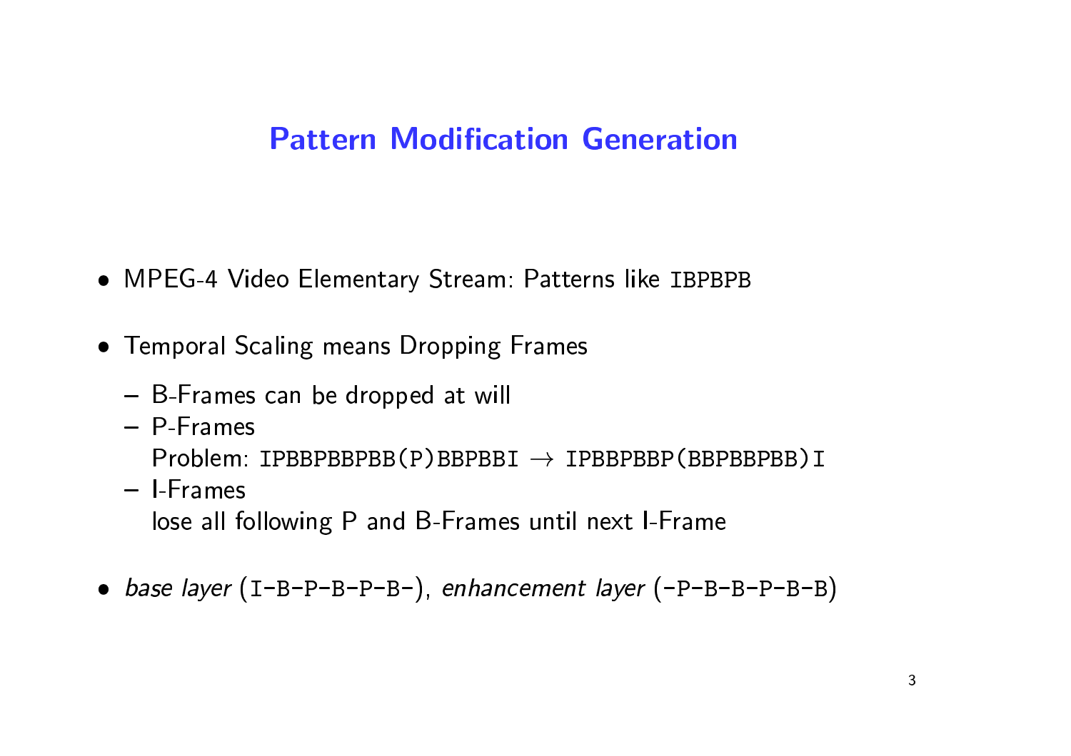## Pattern Modification Generation

- MPEG-4 Video Elementary Stream: Patterns like `IBPBPB`
- Temporal Scaling means Dropping Frames
  - B-Frames can be dropped at will
  - P-Frames
    Problem: `IPBBPBBPBB(P)BBPBBI` → `IPBBPBBP(BBPBBPBB)I`
  - I-Frames
    lose all following P and B-Frames until next I-Frame
- *base layer* (`I-B-P-B-P-B-`), *enhancement layer* (`-P-B-B-P-B-B`)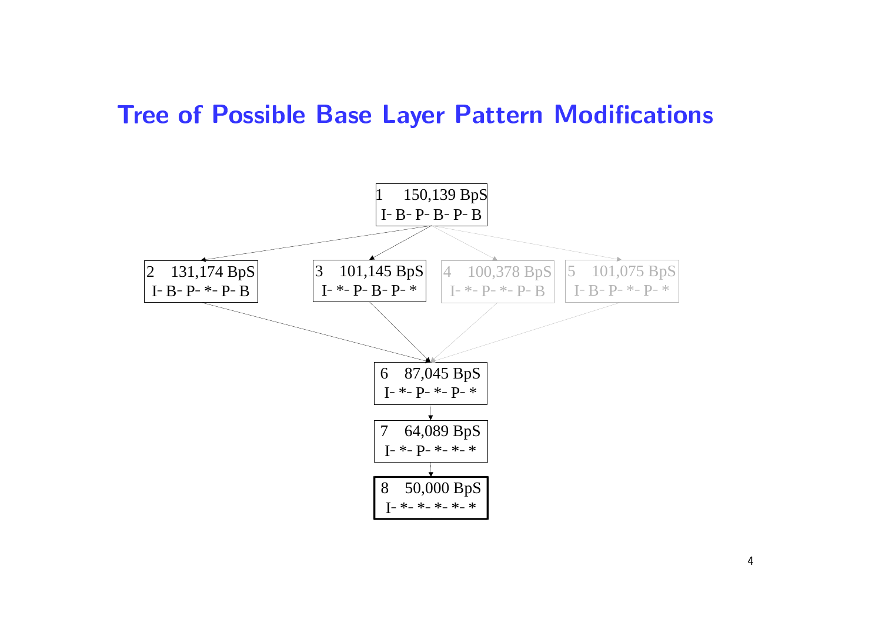# Tree of Possible Base Layer Pattern Modifications

1 150,139 BpS
I- B- P- B- P- B

2 131,174 BpS
I- B- P- *- P- B

3 101,145 BpS
I- *- P- B- P- *

4 100,378 BpS
I- *- P- *- P- B

5 101,075 BpS
I- B- P- *- P- *

6 87,045 BpS
I- *- P- *- P- *

7 64,089 BpS
I- *- P- *- *- *

8 50,000 BpS
I- *- *- *- *- *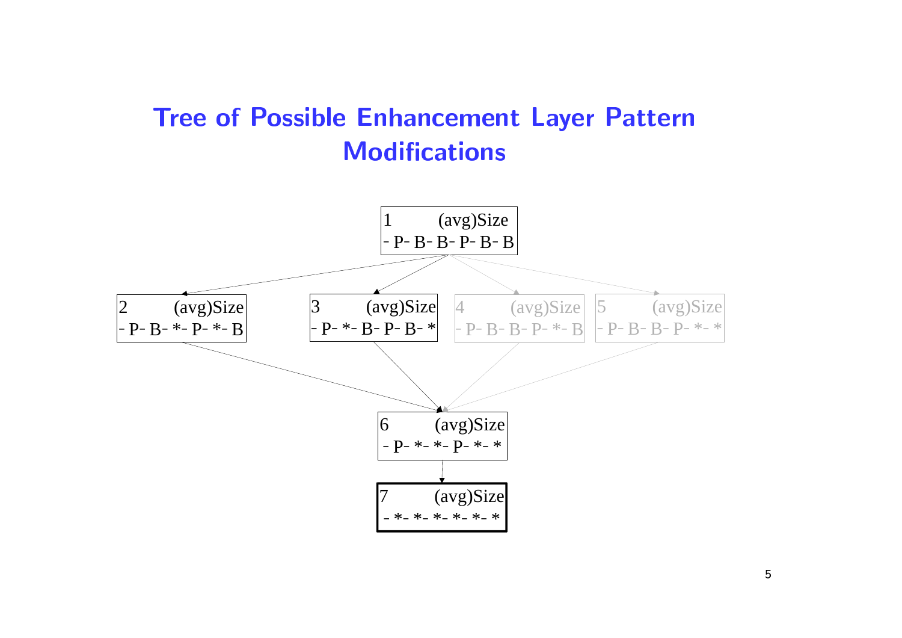# Tree of Possible Enhancement Layer Pattern Modifications

1 (avg)Size
- P- B- B- P- B- B

2 (avg)Size
- P- B- *- P- *- B

3 (avg)Size
- P- *- B- P- B- *

4 (avg)Size
- P- B- B- P- *- B

5 (avg)Size
- P- B- B- P- *- *

6 (avg)Size
- P- *- *- P- *- *

7 (avg)Size
- *- *- *- *- *- *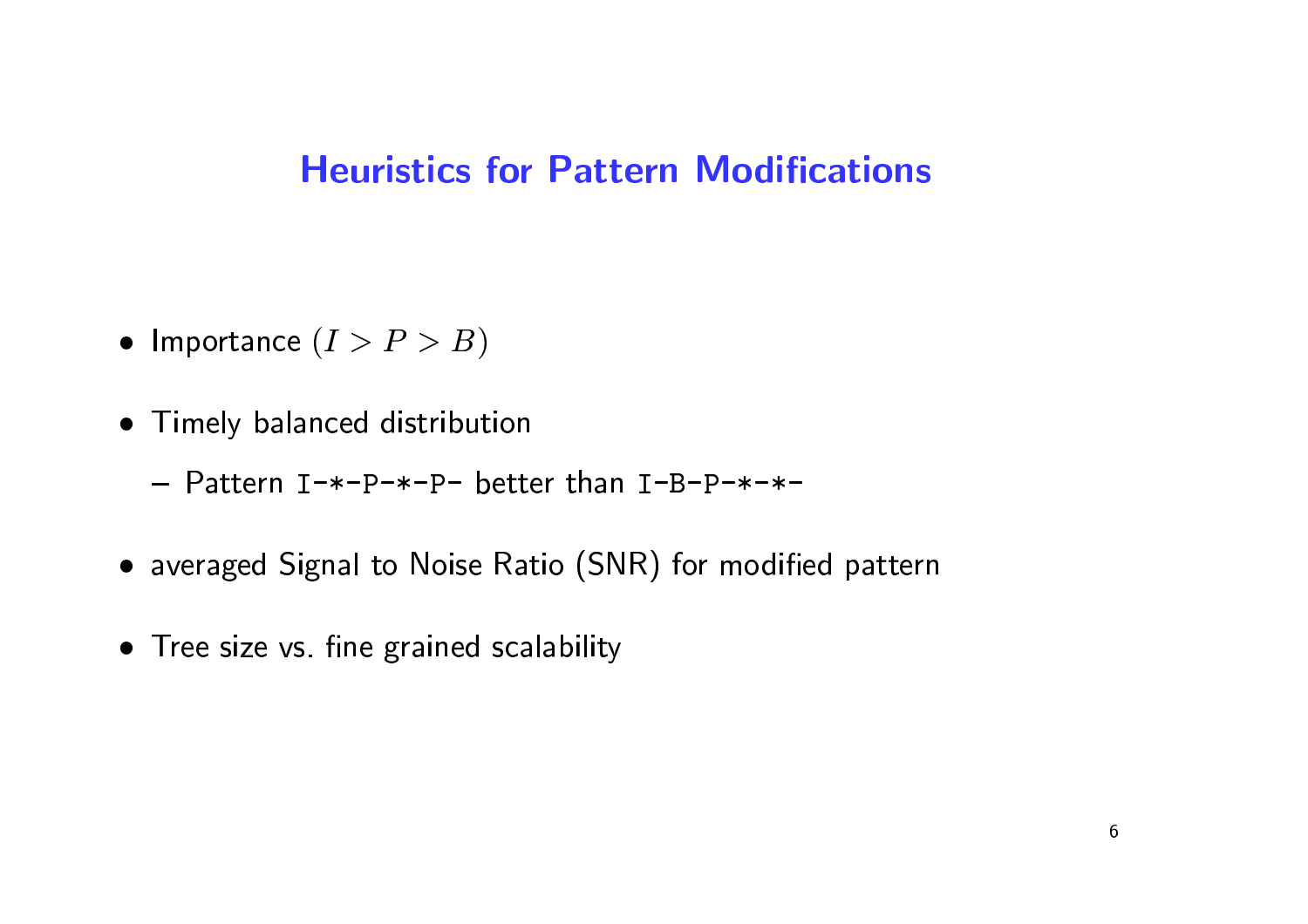# Heuristics for Pattern Modifications

- Importance $(I > P > B)$
- Timely balanced distribution
  - Pattern `I-*-P-*-P-` better than `I-B-P-*-*-`
- averaged Signal to Noise Ratio (SNR) for modified pattern
- Tree size vs. fine grained scalability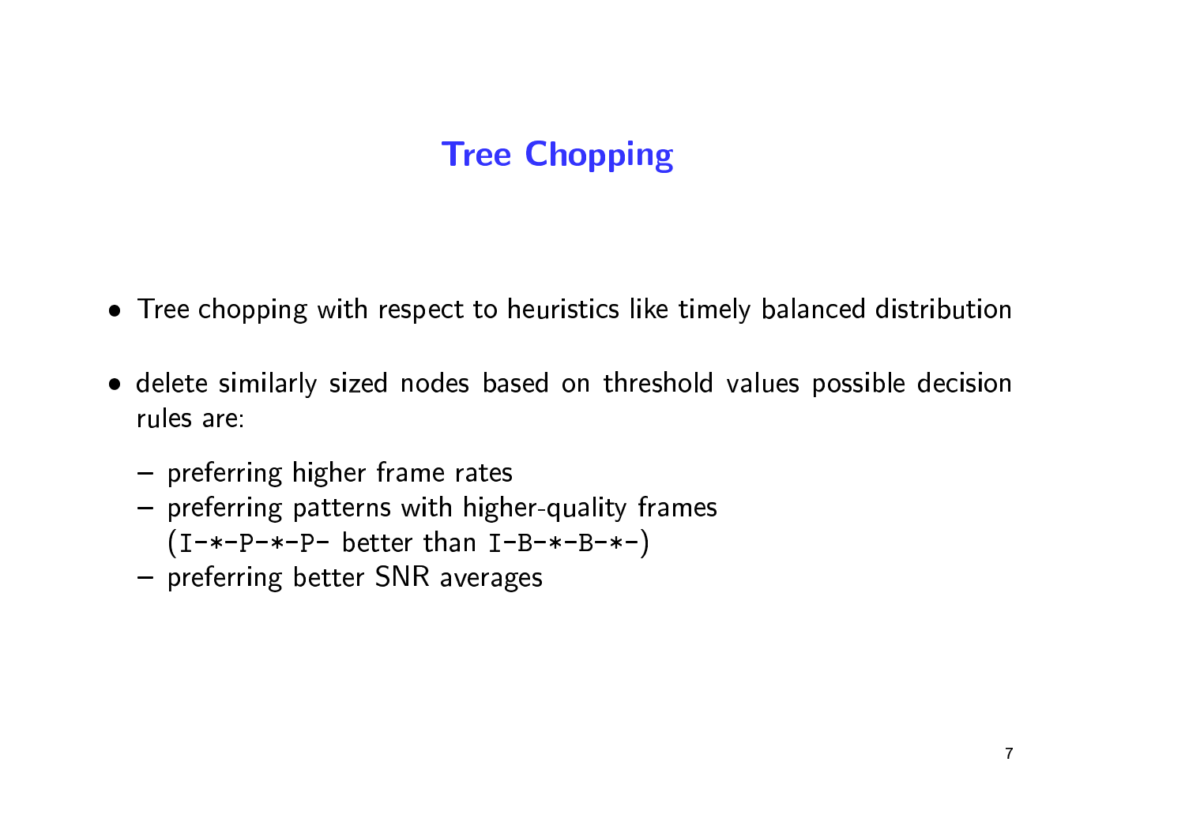# Tree Chopping

- Tree chopping with respect to heuristics like timely balanced distribution
- delete similarly sized nodes based on threshold values possible decision rules are:
  - preferring higher frame rates
  - preferring patterns with higher-quality frames (`I-*-P-*-P-` better than `I-B-*-B-*-`)
  - preferring better SNR averages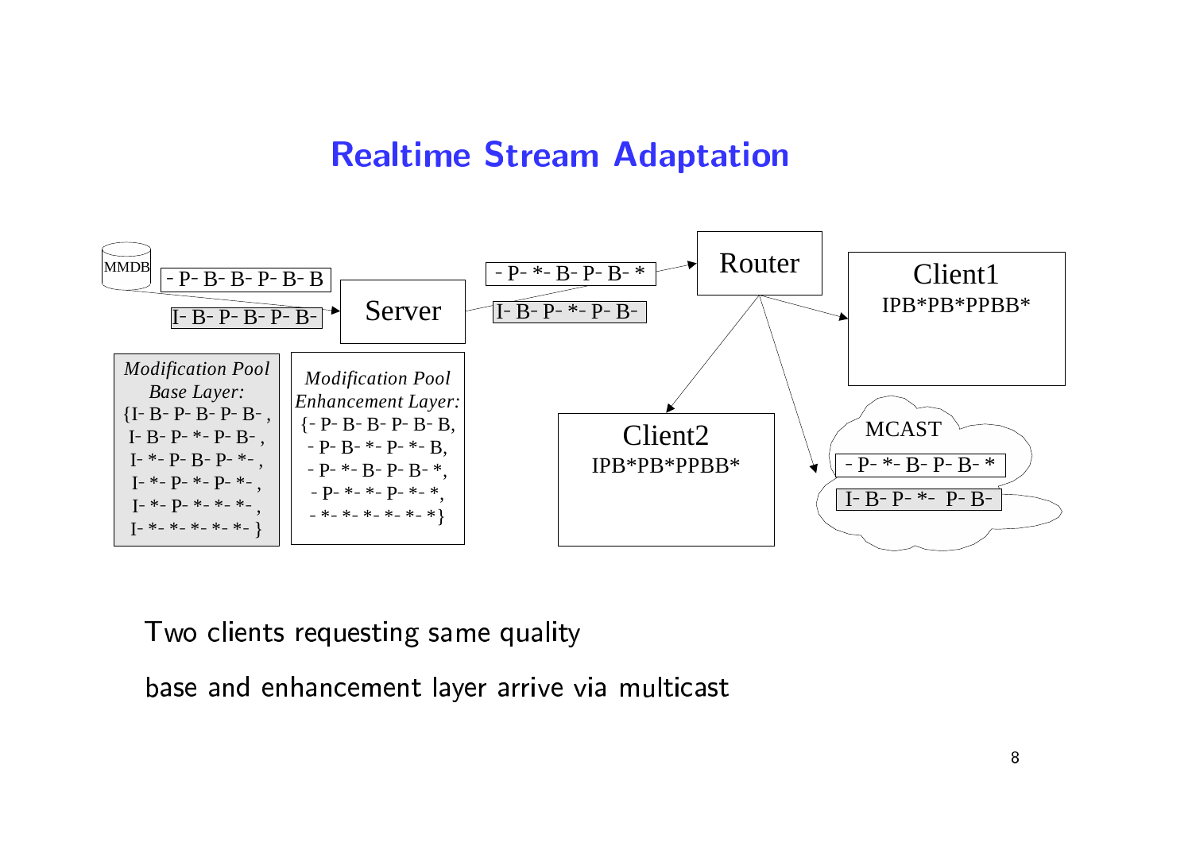# Realtime Stream Adaptation

MMDB

- P- B- B- P- B- B

I- B- P- B- P- B-

Server

- P- *- B- P- B- *

I- B- P- *- P- B-

Router

Client1
IPB*PB*PPBB*

Client2
IPB*PB*PPBB*

MCAST
- P- *- B- P- B- *
I- B- P- *- P- B-

*Modification Pool Base Layer:*
{I- B- P- B- P- B- ,
I- B- P- *- P- B- ,
I- *- P- B- P- *- ,
I- *- P- *- P- *- ,
I- *- P- *- *- *- ,
I- *- *- *- *- *- }

*Modification Pool Enhancement Layer:*
{- P- B- B- P- B- B,
- P- B- *- P- *- B,
- P- *- B- P- B- *,
- P- *- *- P- *- *,
- *- *- *- *- *- *}

Two clients requesting same quality

base and enhancement layer arrive via multicast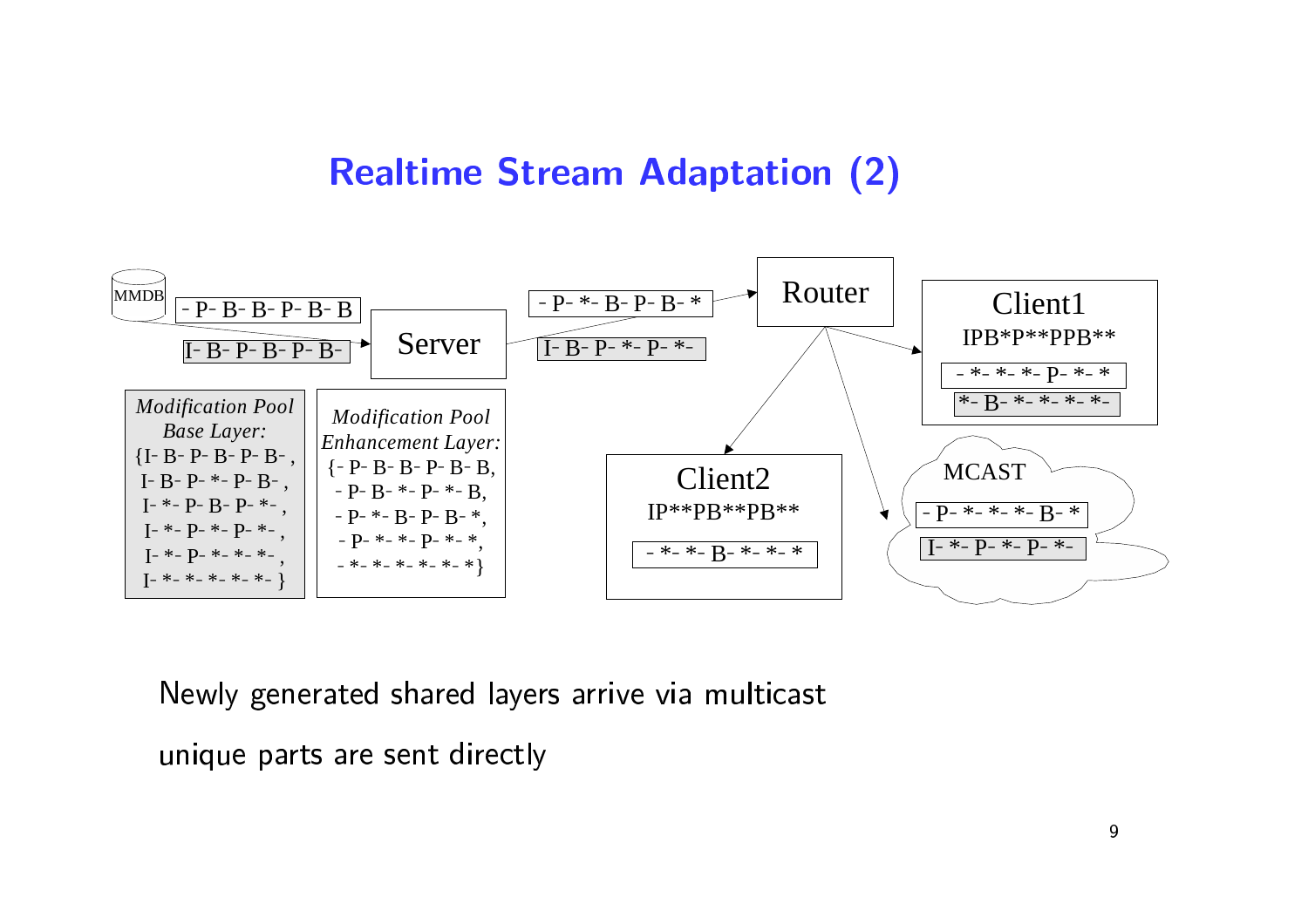# Realtime Stream Adaptation (2)

MMDB

- P- B- B- P- B- B

I- B- P- B- P- B-

Server

- P- *- B- P- B- *

I- B- P- *- P- *-

Router

Client1

IPB*P**PPB**

- *- *- *- P- *- *

*- B- *- *- *- *-

*Modification Pool Base Layer:*
{I- B- P- B- P- B- ,
I- B- P- *- P- B- ,
I- *- P- B- P- *- ,
I- *- P- *- P- *- ,
I- *- P- *- *- *- ,
I- *- *- *- *- *- }

*Modification Pool Enhancement Layer:*
{- P- B- B- P- B- B,
- P- B- *- P- *- B,
- P- *- B- P- B- *,
- P- *- *- P- *- *,
- *- *- *- *- *- *}

Client2

IP**PB**PB**

- *- *- B- *- *- *

MCAST

- P- *- *- *- B- *

I- *- P- *- P- *-

Newly generated shared layers arrive via multicast

unique parts are sent directly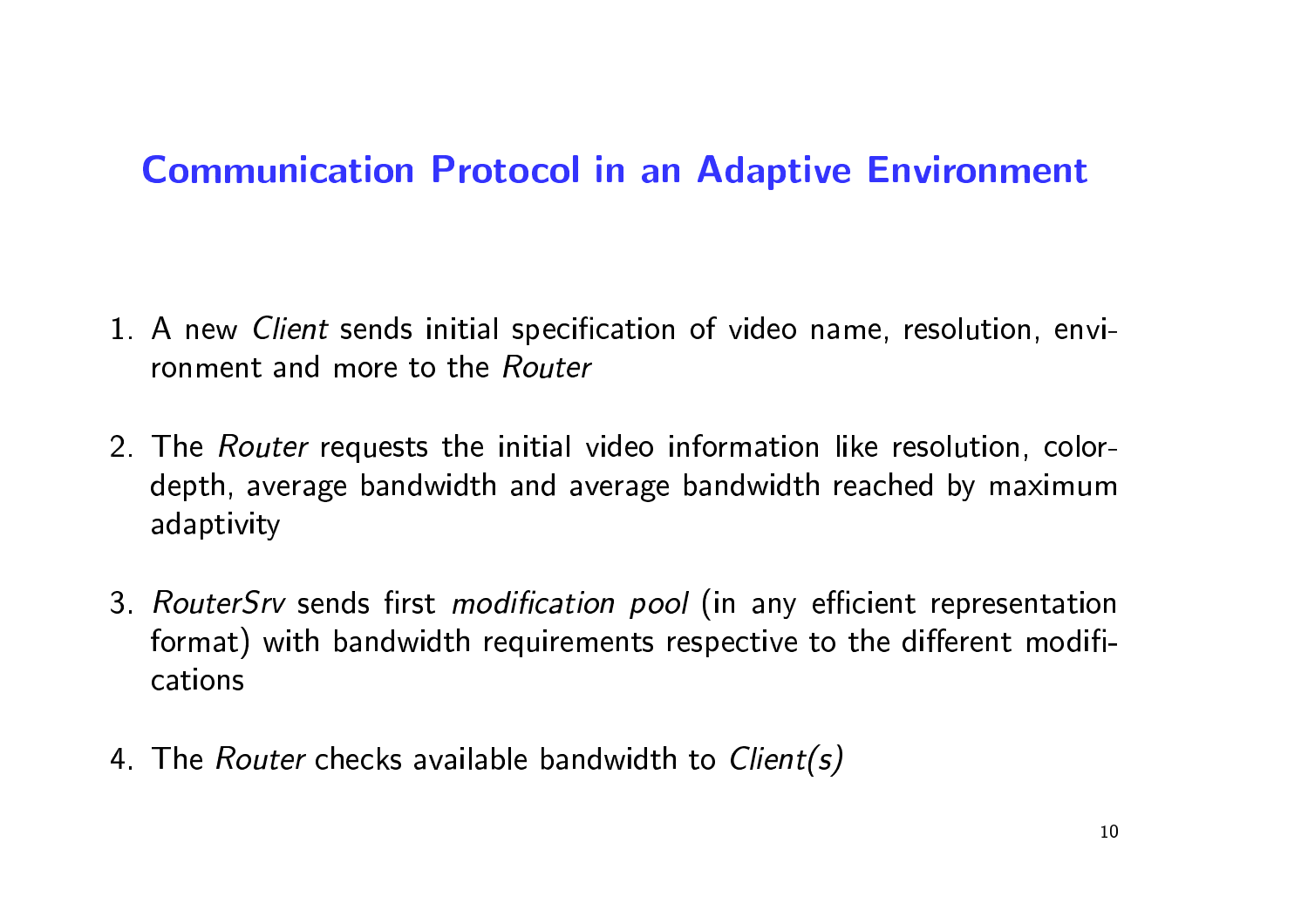## Communication Protocol in an Adaptive Environment

1. A new *Client* sends initial specification of video name, resolution, environment and more to the *Router*

2. The *Router* requests the initial video information like resolution, color-depth, average bandwidth and average bandwidth reached by maximum adaptivity

3. *RouterSrv* sends first *modification pool* (in any efficient representation format) with bandwidth requirements respective to the different modifications

4. The *Router* checks available bandwidth to *Client(s)*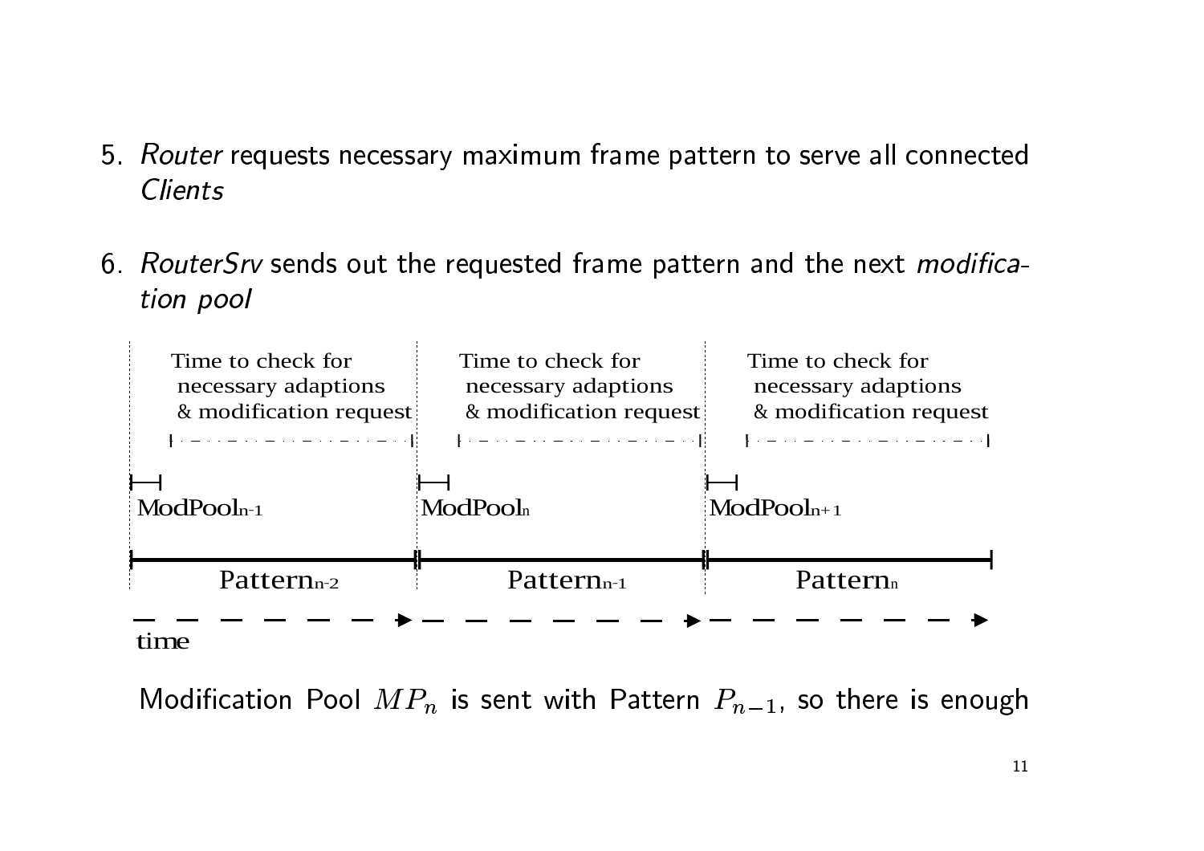5. *Router* requests necessary maximum frame pattern to serve all connected *Clients*

6. *RouterSrv* sends out the requested frame pattern and the next *modification pool*

Time to check for necessary adaptions & modification request

Time to check for necessary adaptions & modification request

Time to check for necessary adaptions & modification request

$ModPool_{n-1}$ $ModPool_{n}$ $ModPool_{n+1}$

$Pattern_{n-2}$ $Pattern_{n-1}$ $Pattern_{n}$

time

Modification Pool $MP_n$ is sent with Pattern $P_{n-1}$, so there is enough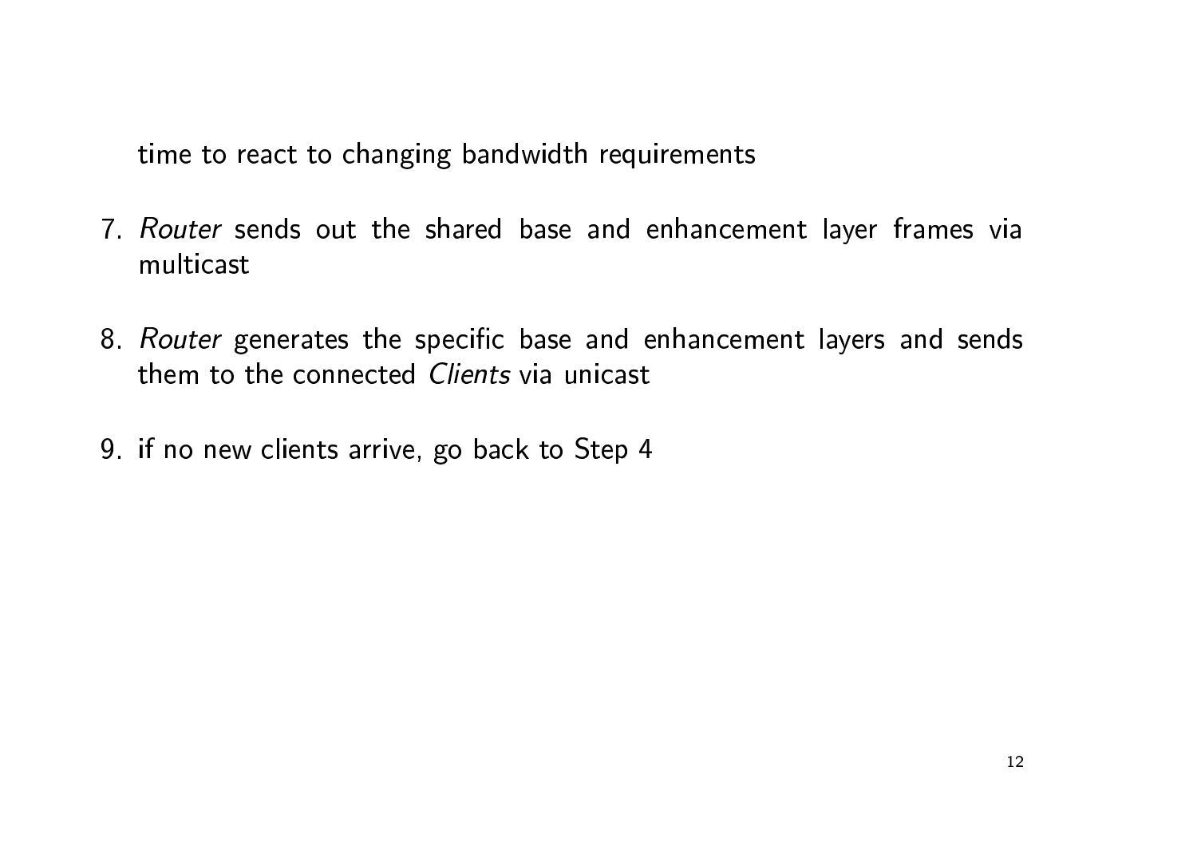time to react to changing bandwidth requirements

7. *Router* sends out the shared base and enhancement layer frames via multicast

8. *Router* generates the specific base and enhancement layers and sends them to the connected *Clients* via unicast

9. if no new clients arrive, go back to Step 4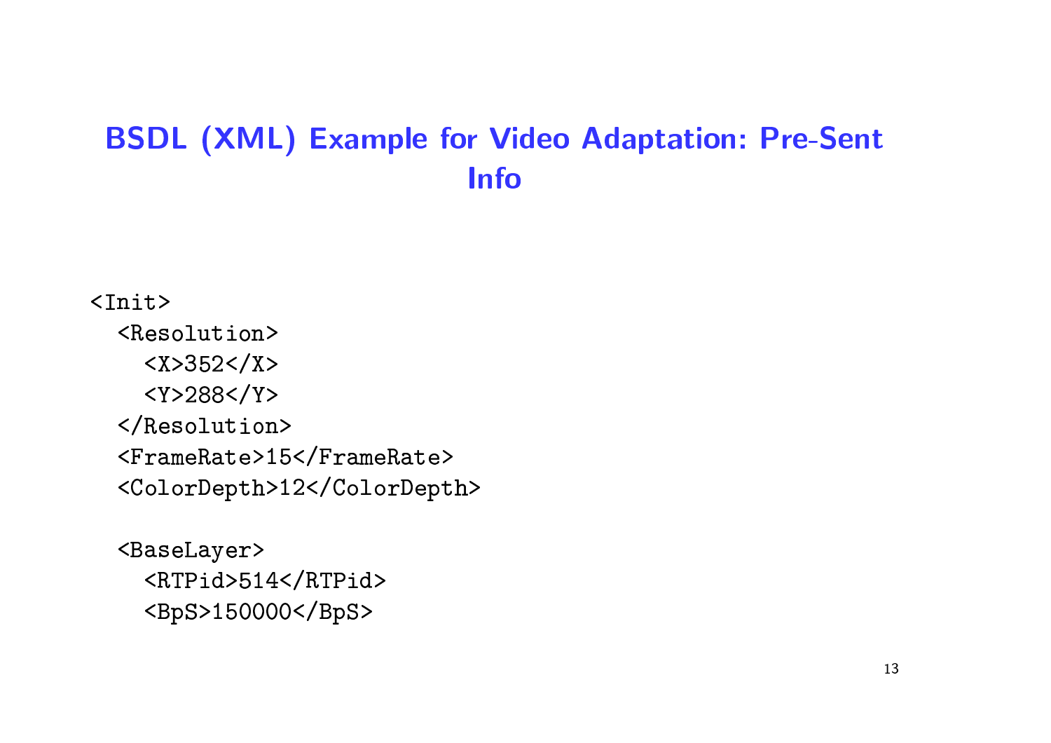# BSDL (XML) Example for Video Adaptation: Pre-Sent Info

```
<Init>
  <Resolution>
    <X>352</X>
    <Y>288</Y>
  </Resolution>
  <FrameRate>15</FrameRate>
  <ColorDepth>12</ColorDepth>

  <BaseLayer>
    <RTPid>514</RTPid>
    <BpS>150000</BpS>
```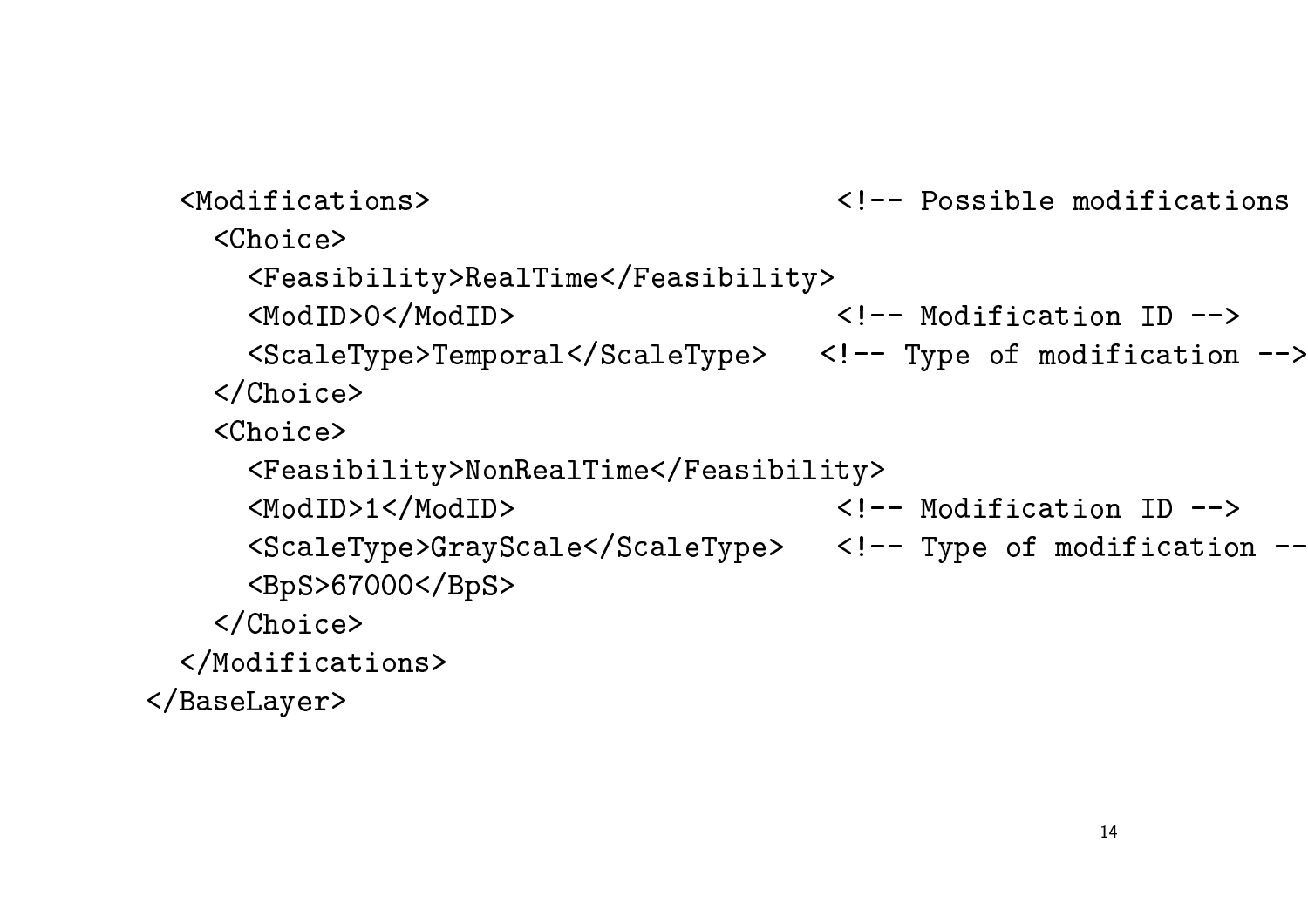```
  <Modifications>                          <!-- Possible modifications
    <Choice>
      <Feasibility>RealTime</Feasibility>
      <ModID>0</ModID>                     <!-- Modification ID -->
      <ScaleType>Temporal</ScaleType>    <!-- Type of modification -->
    </Choice>
    <Choice>
      <Feasibility>NonRealTime</Feasibility>
      <ModID>1</ModID>                     <!-- Modification ID -->
      <ScaleType>GrayScale</ScaleType>    <!-- Type of modification --
      <BpS>67000</BpS>
    </Choice>
  </Modifications>
</BaseLayer>
```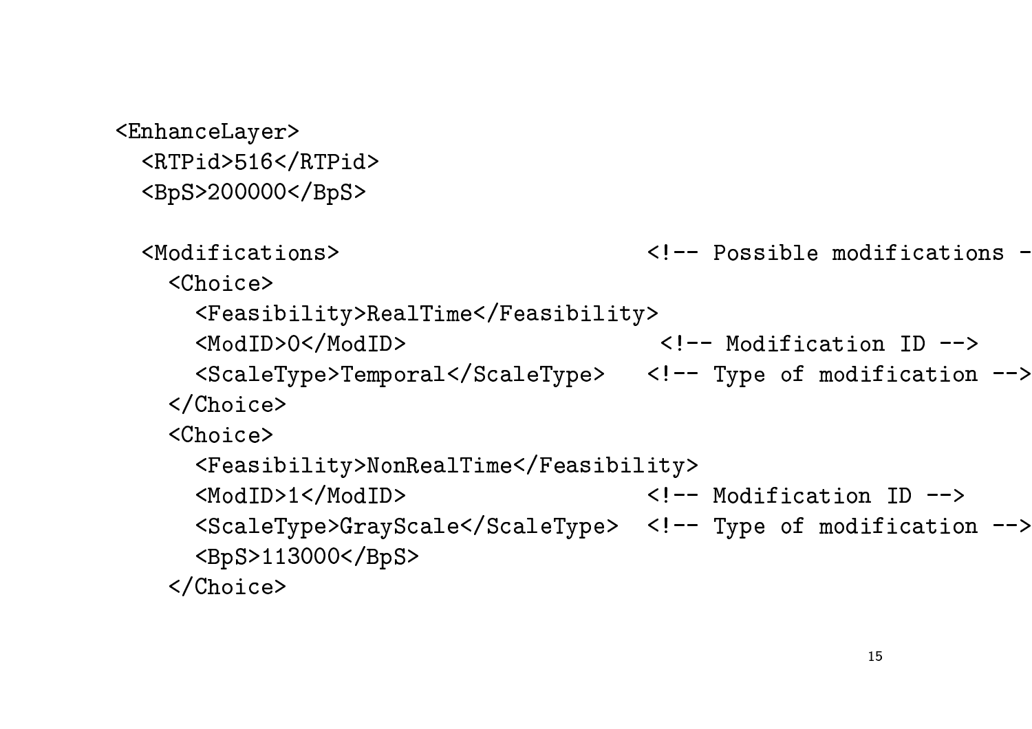```
<EnhanceLayer>
  <RTPid>516</RTPid>
  <BpS>200000</BpS>

  <Modifications>                         <!-- Possible modifications -
    <Choice>
      <Feasibility>RealTime</Feasibility>
      <ModID>0</ModID>                     <!-- Modification ID -->
      <ScaleType>Temporal</ScaleType>     <!-- Type of modification -->
    </Choice>
    <Choice>
      <Feasibility>NonRealTime</Feasibility>
      <ModID>1</ModID>                    <!-- Modification ID -->
      <ScaleType>GrayScale</ScaleType>    <!-- Type of modification -->
      <BpS>113000</BpS>
    </Choice>
```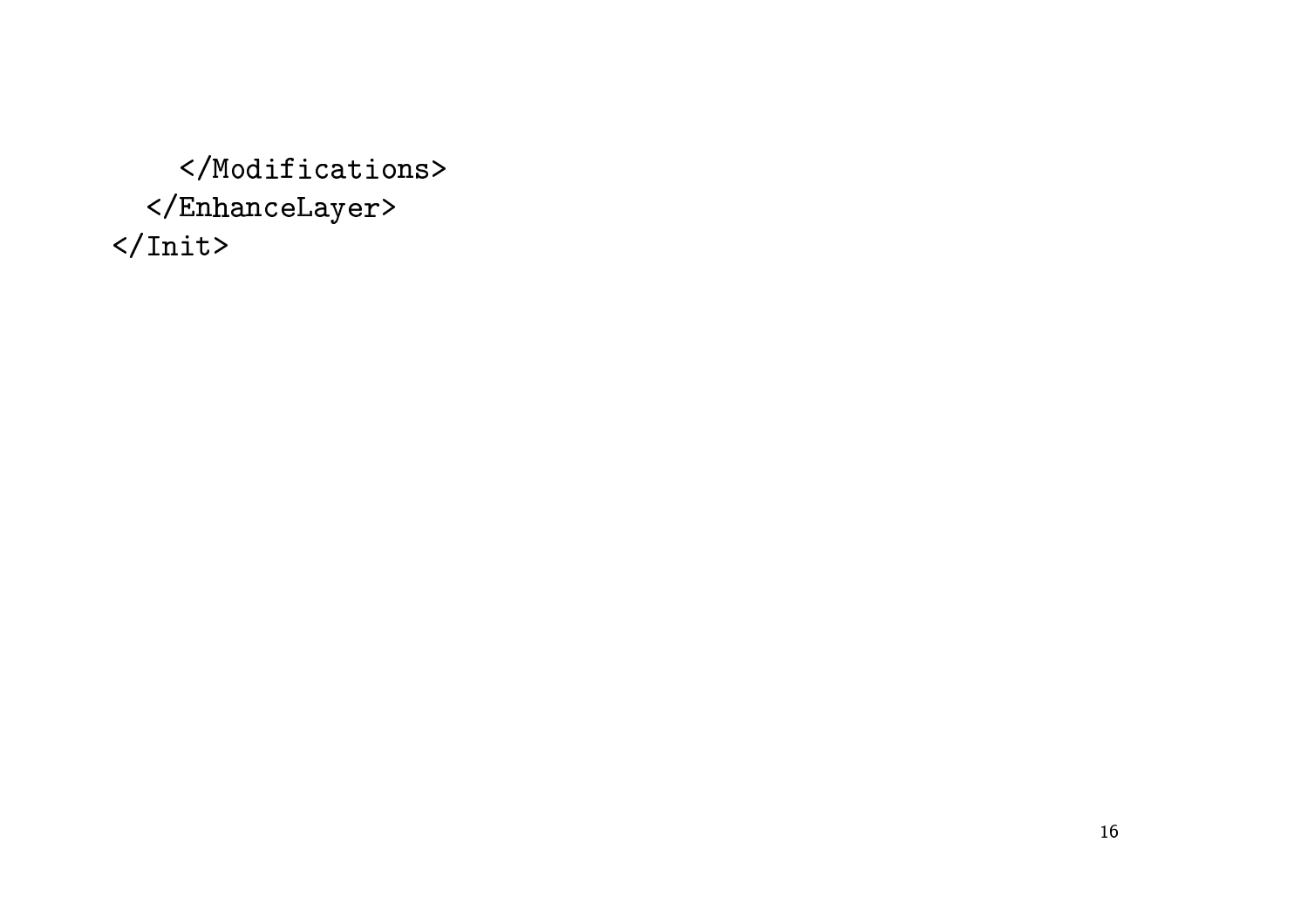```
    </Modifications>
  </EnhanceLayer>
</Init>
```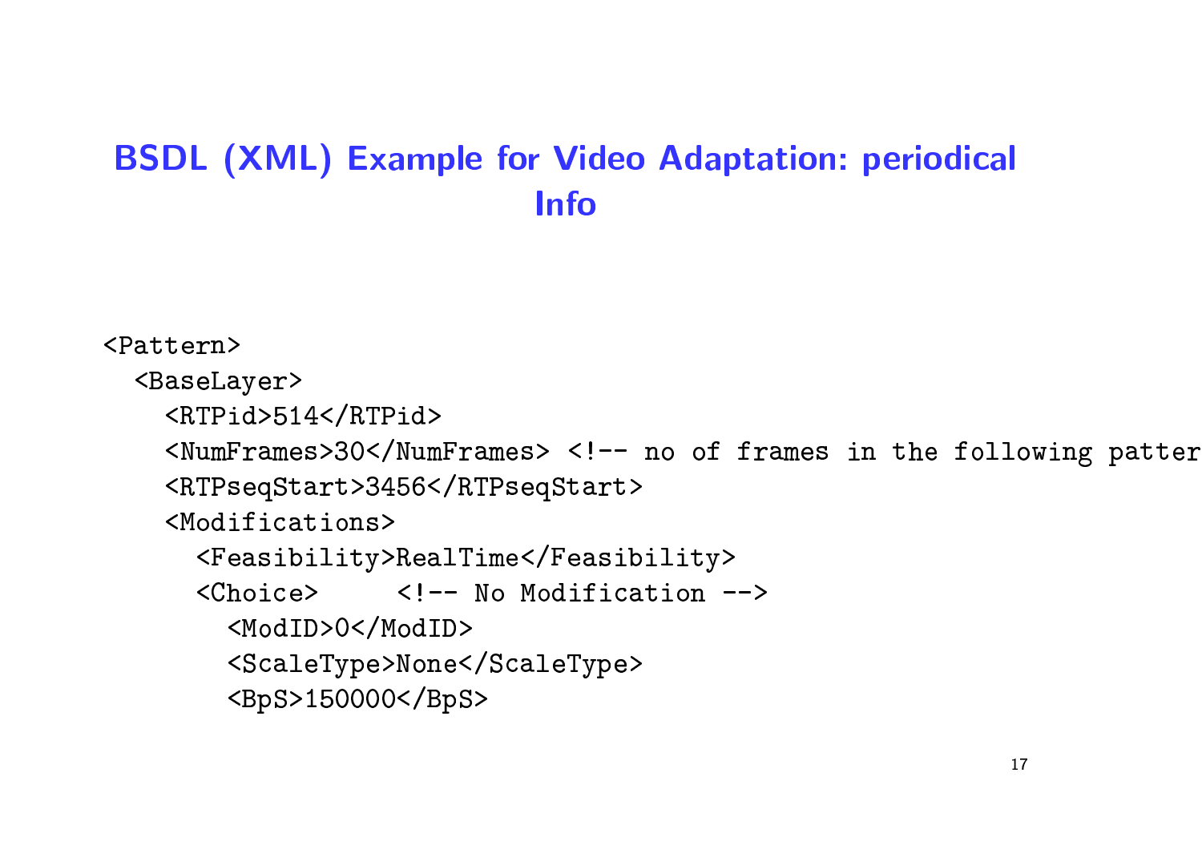# BSDL (XML) Example for Video Adaptation: periodical Info

```
<Pattern>
  <BaseLayer>
    <RTPid>514</RTPid>
    <NumFrames>30</NumFrames> <!-- no of frames in the following patter
    <RTPseqStart>3456</RTPseqStart>
    <Modifications>
      <Feasibility>RealTime</Feasibility>
      <Choice>     <!-- No Modification -->
        <ModID>0</ModID>
        <ScaleType>None</ScaleType>
        <BpS>150000</BpS>
```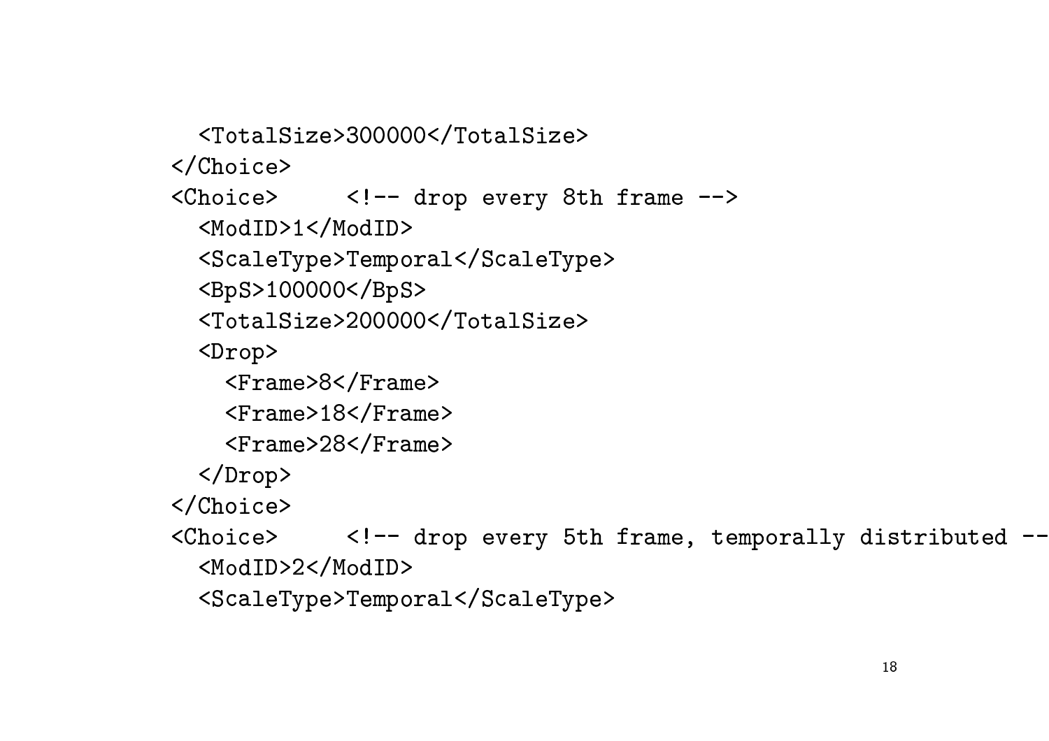```
    <TotalSize>300000</TotalSize>
  </Choice>
  <Choice>     <!-- drop every 8th frame -->
    <ModID>1</ModID>
    <ScaleType>Temporal</ScaleType>
    <BpS>100000</BpS>
    <TotalSize>200000</TotalSize>
    <Drop>
      <Frame>8</Frame>
      <Frame>18</Frame>
      <Frame>28</Frame>
    </Drop>
  </Choice>
  <Choice>     <!-- drop every 5th frame, temporally distributed --
    <ModID>2</ModID>
    <ScaleType>Temporal</ScaleType>
```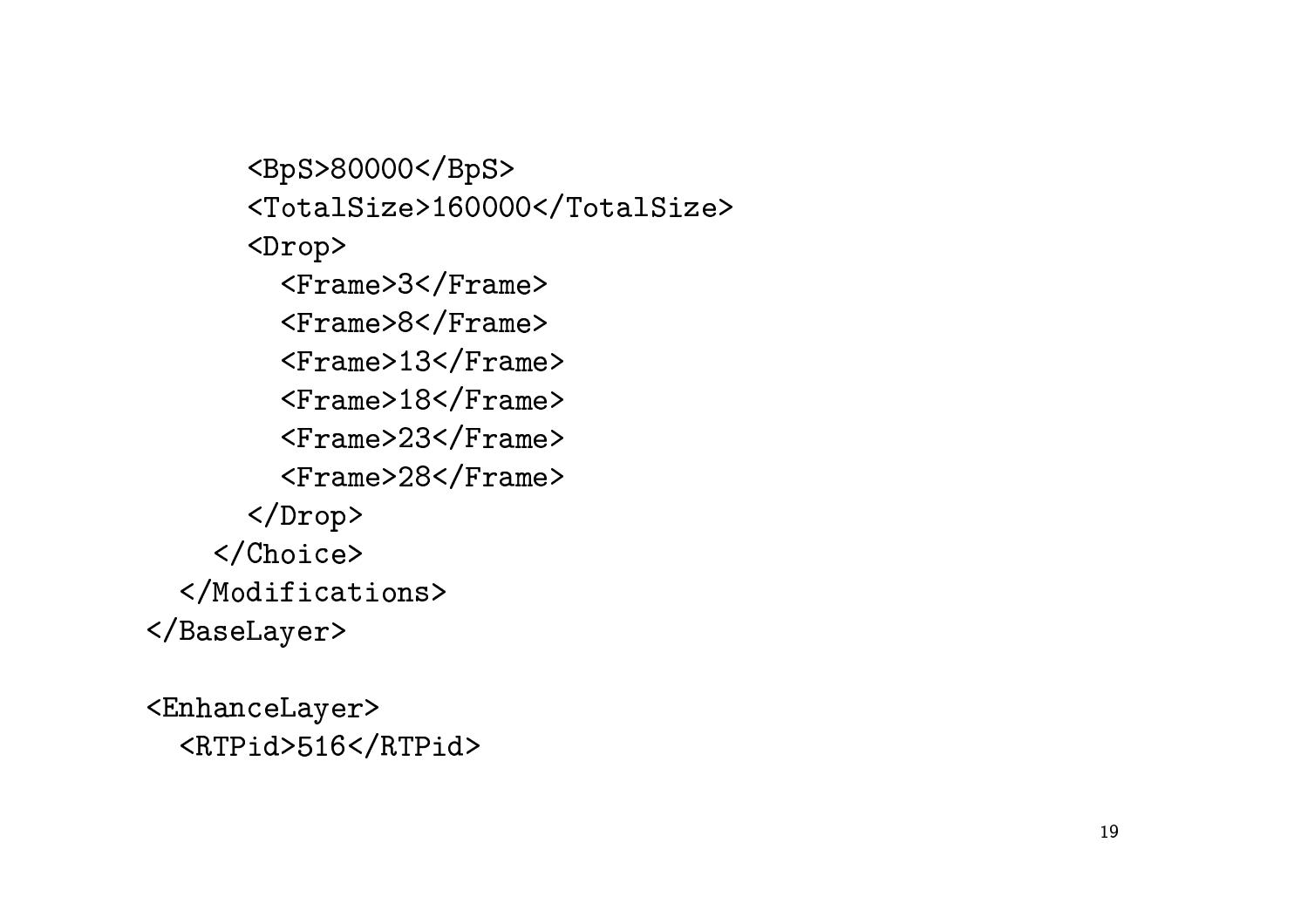```
      <BpS>80000</BpS>
      <TotalSize>160000</TotalSize>
      <Drop>
        <Frame>3</Frame>
        <Frame>8</Frame>
        <Frame>13</Frame>
        <Frame>18</Frame>
        <Frame>23</Frame>
        <Frame>28</Frame>
      </Drop>
    </Choice>
  </Modifications>
</BaseLayer>

<EnhanceLayer>
  <RTPid>516</RTPid>
```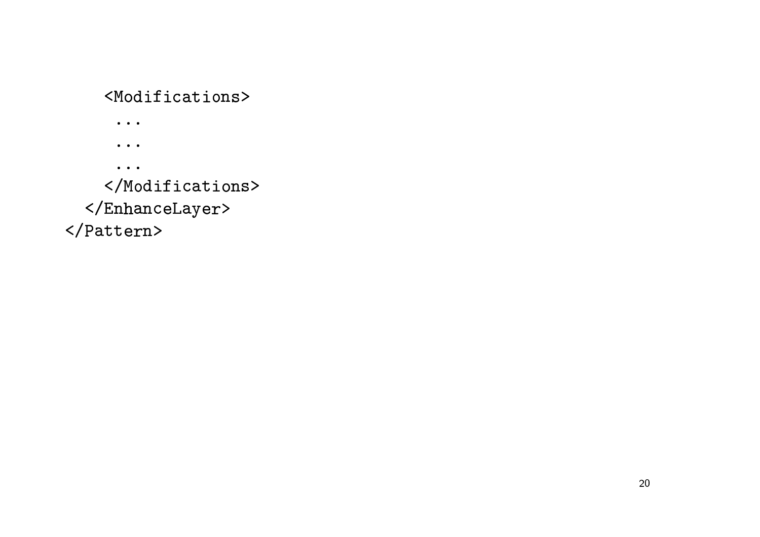```
    <Modifications>
     ...
     ...
     ...
    </Modifications>
  </EnhanceLayer>
</Pattern>
```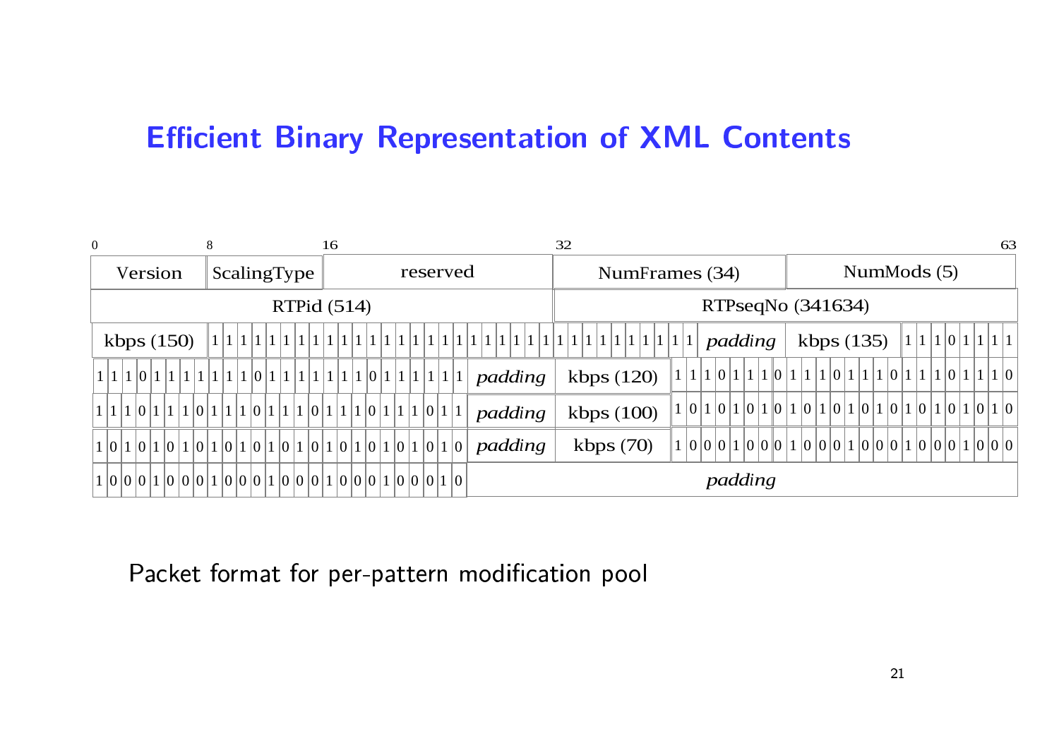# Efficient Binary Representation of XML Contents

| 0–7 | 8–15 | 16–31 | 32–63 | |
|---|---|---|---|---|
| Version | ScalingType | reserved | NumFrames (34) | NumMods (5) |
| RTPid (514) | | | RTPseqNo (341634) | |
| kbps (150) | 1 1 1 1 1 1 1 1 1 1 1 1 1 1 1 1 1 1 1 1 1 1 1 1 1 1 1 1 1 1 1 1 1 1 | *padding* | kbps (135) | 1 1 1 0 1 1 1 1 |
| 1 1 1 0 1 1 1 1 1 1 1 0 1 1 1 1 1 1 1 0 1 1 1 1 1 1 | *padding* | kbps (120) | 1 1 1 0 1 1 1 0 1 1 1 0 1 1 1 0 1 1 1 0 1 1 1 0 | |
| 1 1 1 0 1 1 1 0 1 1 1 0 1 1 1 0 1 1 1 0 1 1 1 0 1 1 | *padding* | kbps (100) | 1 0 1 0 1 0 1 0 1 0 1 0 1 0 1 0 1 0 1 0 1 0 1 0 | |
| 1 0 1 0 1 0 1 0 1 0 1 0 1 0 1 0 1 0 1 0 1 0 1 0 1 0 | *padding* | kbps (70) | 1 0 0 0 1 0 0 0 1 0 0 0 1 0 0 0 1 0 0 0 1 0 0 0 | |
| 1 0 0 0 1 0 0 0 1 0 0 0 1 0 0 0 1 0 0 0 1 0 0 0 1 0 | *padding* | | | |

Packet format for per-pattern modification pool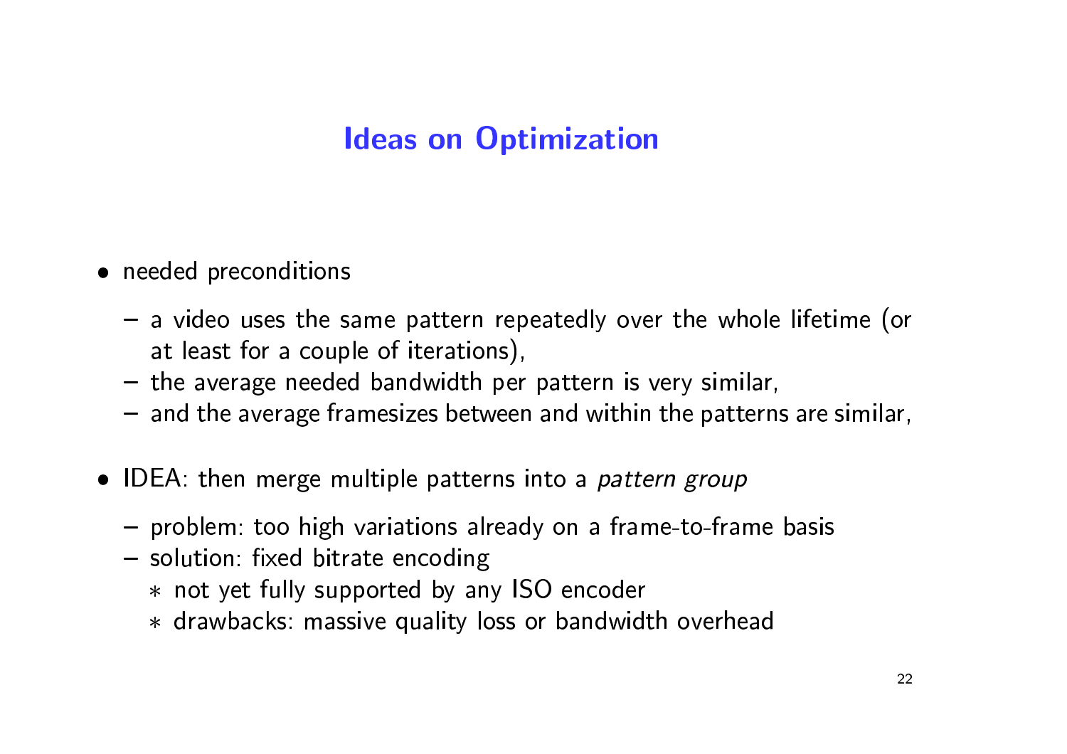# Ideas on Optimization

- needed preconditions
  - a video uses the same pattern repeatedly over the whole lifetime (or at least for a couple of iterations),
  - the average needed bandwidth per pattern is very similar,
  - and the average framesizes between and within the patterns are similar,
- IDEA: then merge multiple patterns into a *pattern group*
  - problem: too high variations already on a frame-to-frame basis
  - solution: fixed bitrate encoding
    - not yet fully supported by any ISO encoder
    - drawbacks: massive quality loss or bandwidth overhead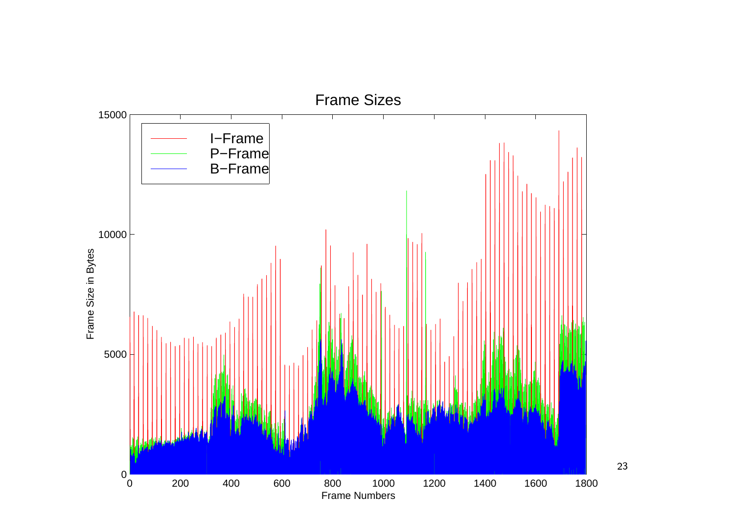Frame Sizes

| | |
|---|---|
| I−Frame | |
| P−Frame | |
| B−Frame | |

Frame Size in Bytes

Frame Numbers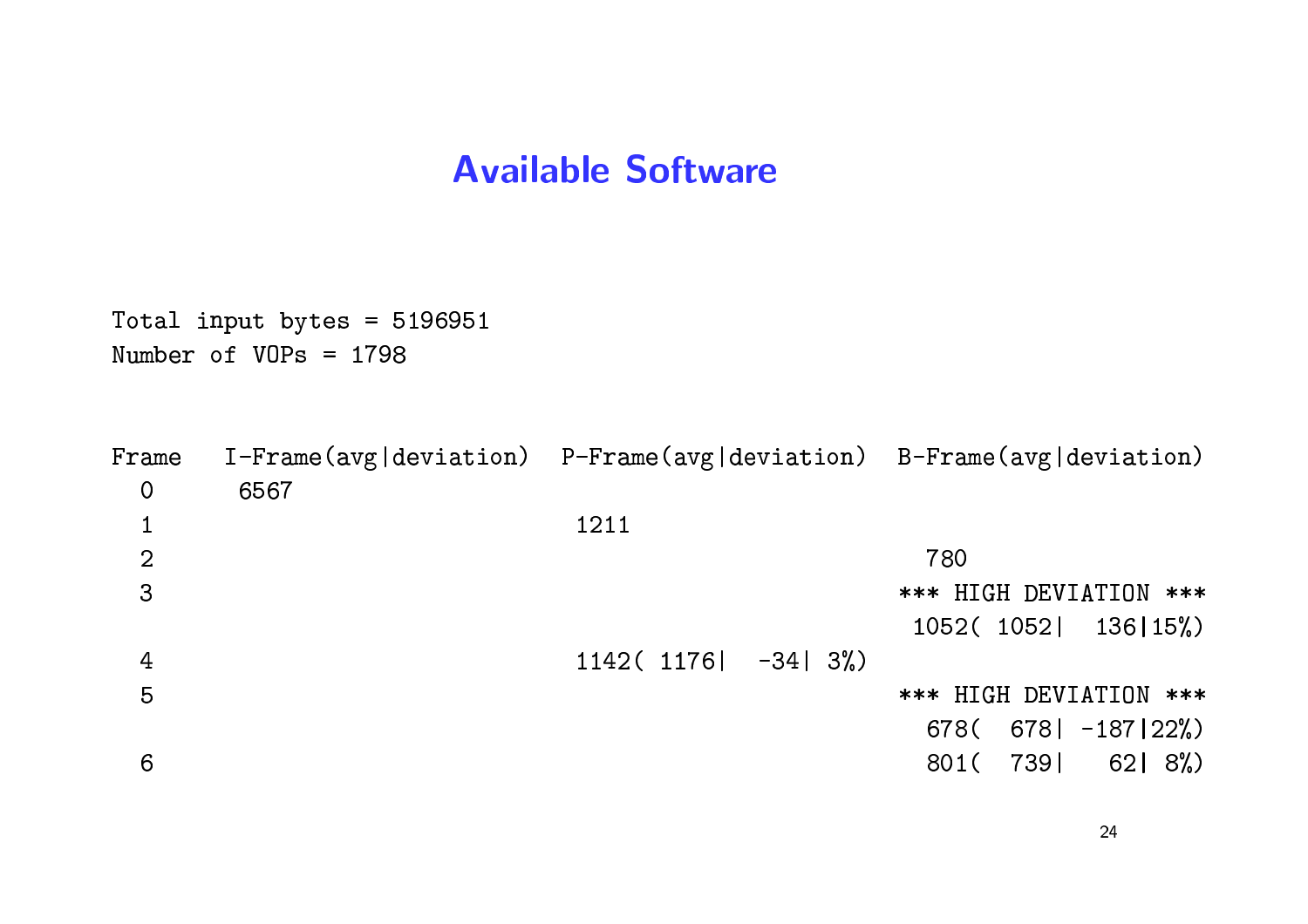# Available Software

```
Total input bytes = 5196951
Number of VOPs = 1798

Frame   I-Frame(avg|deviation)  P-Frame(avg|deviation)  B-Frame(avg|deviation)
  0      6567
  1                               1211
  2                                                         780
  3                                                       *** HIGH DEVIATION ***
                                                         1052( 1052|  136|15%)
  4                               1142( 1176|  -34| 3%)
  5                                                       *** HIGH DEVIATION ***
                                                          678(  678| -187|22%)
  6                                                       801(  739|   62| 8%)
```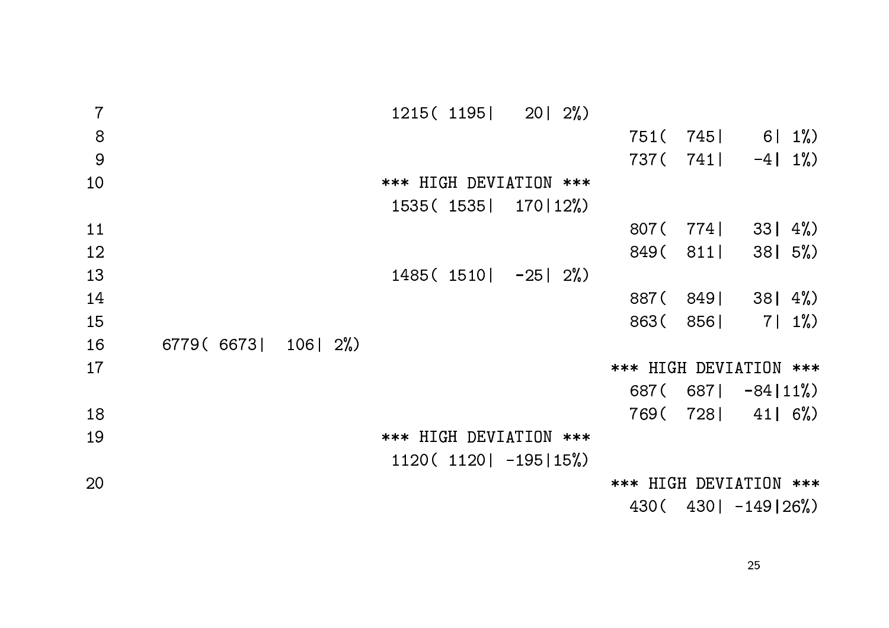```
 7                                1215( 1195|    20| 2%)
 8                                                               751(  745|     6| 1%)
 9                                                               737(  741|    -4| 1%)
10                               *** HIGH DEVIATION ***
                                  1535( 1535|   170|12%)
11                                                               807(  774|    33| 4%)
12                                                               849(  811|    38| 5%)
13                                1485( 1510|   -25| 2%)
14                                                               887(  849|    38| 4%)
15                                                               863(  856|     7| 1%)
16      6779( 6673|  106| 2%)
17                                                             *** HIGH DEVIATION ***
                                                                 687(  687|   -84|11%)
18                                                               769(  728|    41| 6%)
19                               *** HIGH DEVIATION ***
                                  1120( 1120|  -195|15%)
20                                                             *** HIGH DEVIATION ***
                                                                 430(  430|  -149|26%)
```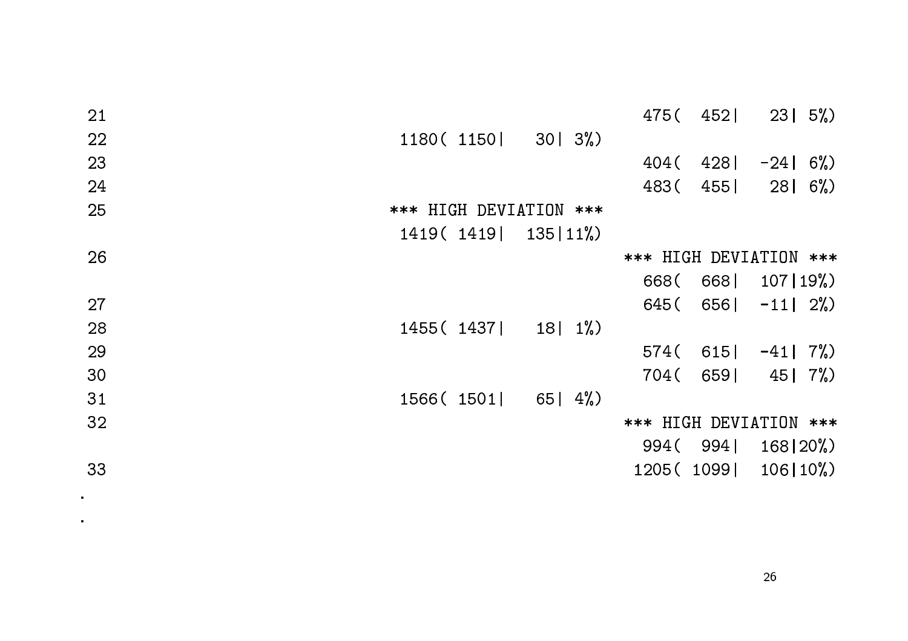```
 21                                                     475(  452|    23| 5%)
 22                            1180( 1150|    30| 3%)
 23                                                     404(  428|   -24| 6%)
 24                                                     483(  455|    28| 6%)
 25                          *** HIGH DEVIATION ***
                               1419( 1419|   135|11%)
 26                                                   *** HIGH DEVIATION ***
                                                        668(  668|   107|19%)
 27                                                     645(  656|   -11| 2%)
 28                            1455( 1437|    18| 1%)
 29                                                     574(  615|   -41| 7%)
 30                                                     704(  659|    45| 7%)
 31                            1566( 1501|    65| 4%)
 32                                                   *** HIGH DEVIATION ***
                                                        994(  994|   168|20%)
 33                                                    1205( 1099|   106|10%)
.
.
```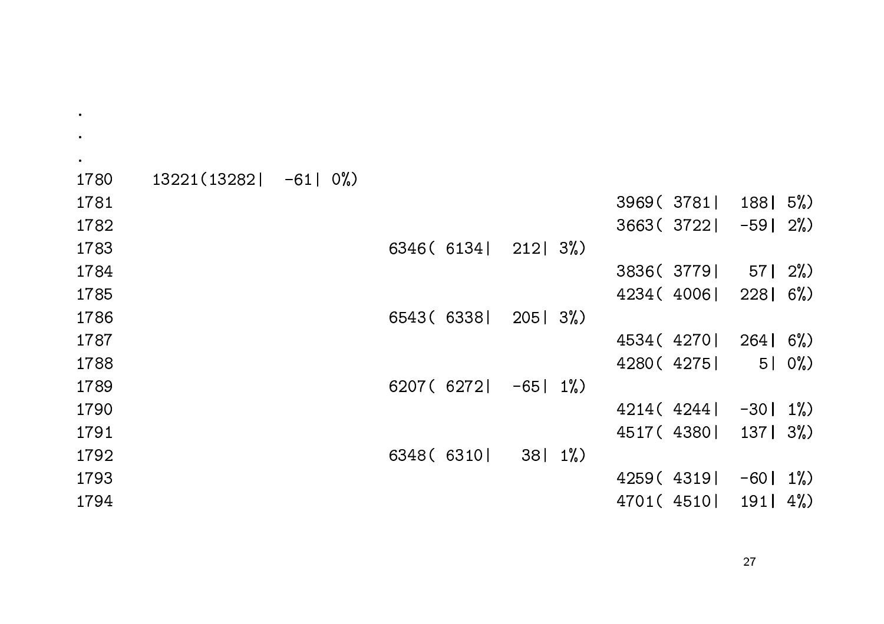```
.
.
.
1780    13221(13282|  -61| 0%)
1781                                                  3969( 3781|  188| 5%)
1782                                                  3663( 3722|  -59| 2%)
1783                          6346( 6134|  212| 3%)
1784                                                  3836( 3779|   57| 2%)
1785                                                  4234( 4006|  228| 6%)
1786                          6543( 6338|  205| 3%)
1787                                                  4534( 4270|  264| 6%)
1788                                                  4280( 4275|    5| 0%)
1789                          6207( 6272|  -65| 1%)
1790                                                  4214( 4244|  -30| 1%)
1791                                                  4517( 4380|  137| 3%)
1792                          6348( 6310|   38| 1%)
1793                                                  4259( 4319|  -60| 1%)
1794                                                  4701( 4510|  191| 4%)
```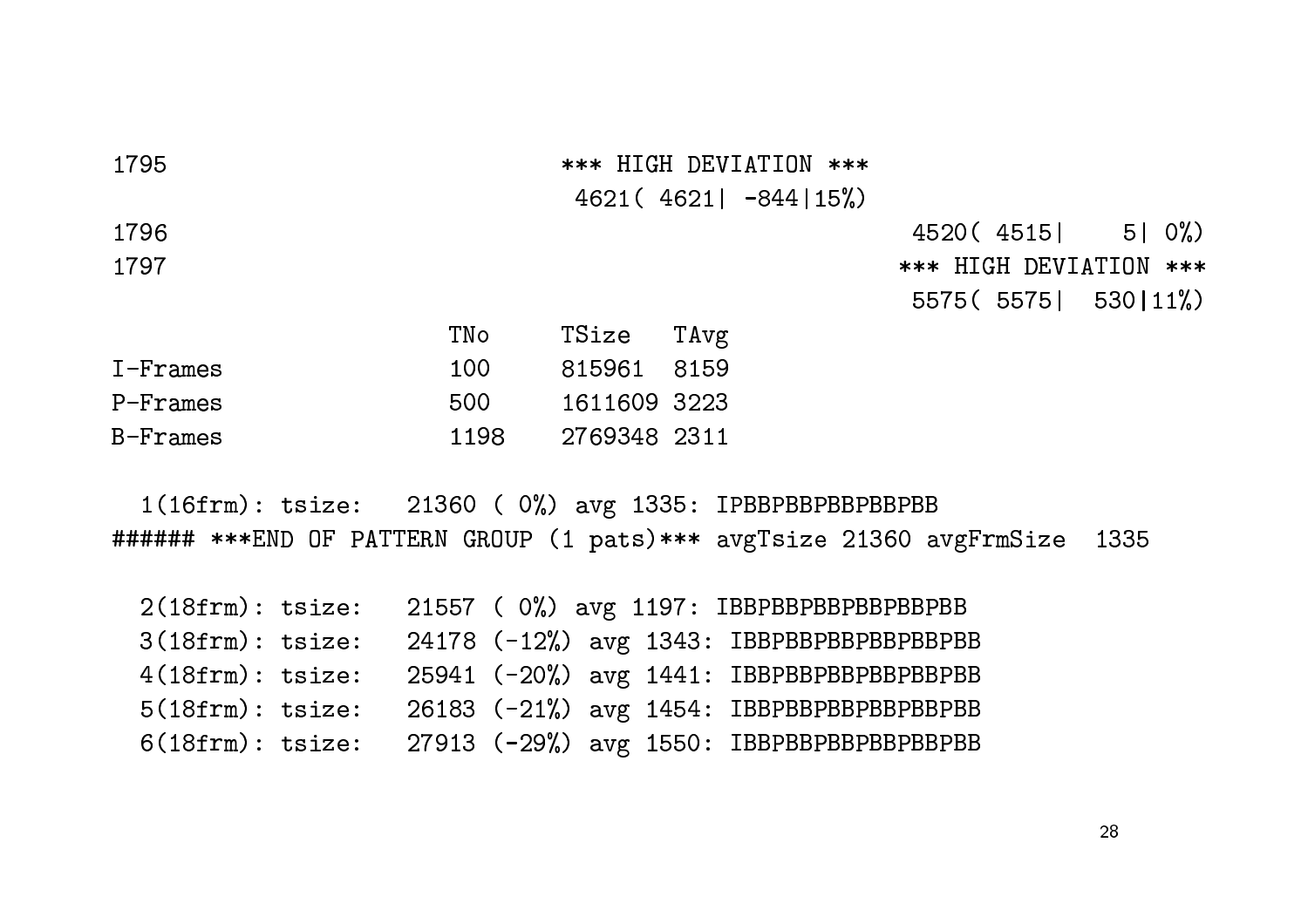```
1795                                  *** HIGH DEVIATION ***
                                       4621( 4621| -844|15%)
1796                                                            4520( 4515|    5| 0%)
1797                                                           *** HIGH DEVIATION ***
                                                                5575( 5575|  530|11%)
                       TNo      TSize   TAvg
I-Frames               100      815961  8159
P-Frames               500      1611609 3223
B-Frames               1198     2769348 2311

  1(16frm): tsize:   21360 ( 0%) avg 1335: IPBBPBBPBBPBBPBB
###### ***END OF PATTERN GROUP (1 pats)*** avgTsize 21360 avgFrmSize  1335

  2(18frm): tsize:   21557 ( 0%) avg 1197: IBBPBBPBBPBBPBBPBB
  3(18frm): tsize:   24178 (-12%) avg 1343: IBBPBBPBBPBBPBBPBB
  4(18frm): tsize:   25941 (-20%) avg 1441: IBBPBBPBBPBBPBBPBB
  5(18frm): tsize:   26183 (-21%) avg 1454: IBBPBBPBBPBBPBBPBB
  6(18frm): tsize:   27913 (-29%) avg 1550: IBBPBBPBBPBBPBBPBB
```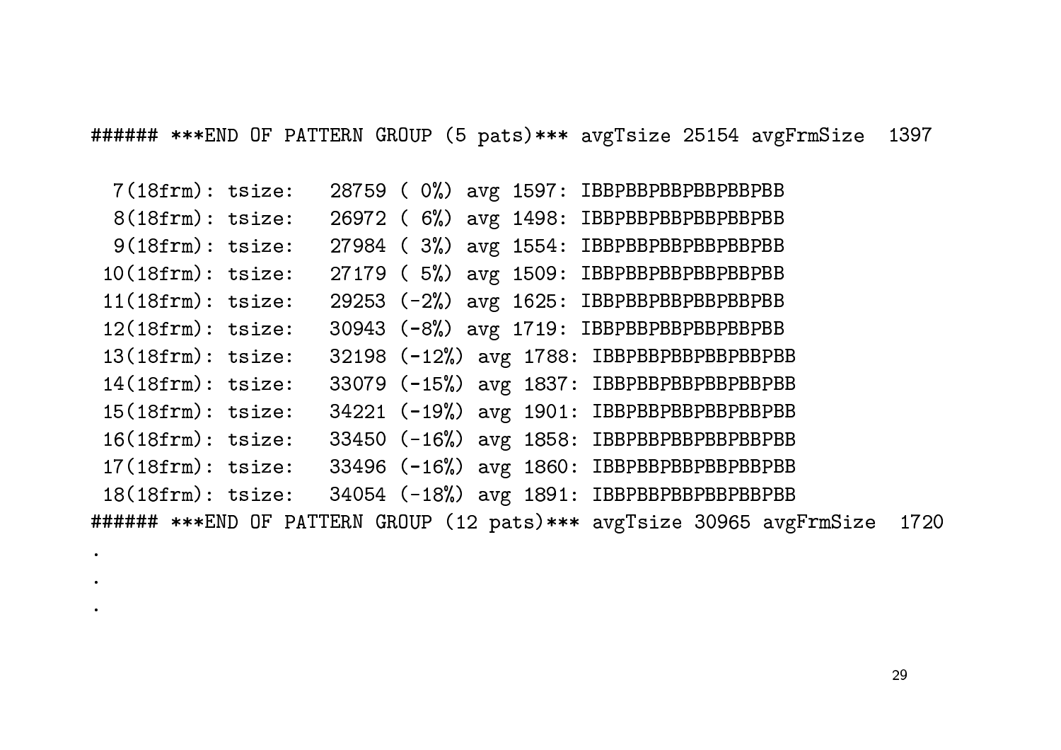```
###### ***END OF PATTERN GROUP (5 pats)*** avgTsize 25154 avgFrmSize  1397

  7(18frm): tsize:   28759 ( 0%) avg 1597: IBBPBBPBBPBBPBBPBB
  8(18frm): tsize:   26972 ( 6%) avg 1498: IBBPBBPBBPBBPBBPBB
  9(18frm): tsize:   27984 ( 3%) avg 1554: IBBPBBPBBPBBPBBPBB
 10(18frm): tsize:   27179 ( 5%) avg 1509: IBBPBBPBBPBBPBBPBB
 11(18frm): tsize:   29253 (-2%) avg 1625: IBBPBBPBBPBBPBBPBB
 12(18frm): tsize:   30943 (-8%) avg 1719: IBBPBBPBBPBBPBBPBB
 13(18frm): tsize:   32198 (-12%) avg 1788: IBBPBBPBBPBBPBBPBB
 14(18frm): tsize:   33079 (-15%) avg 1837: IBBPBBPBBPBBPBBPBB
 15(18frm): tsize:   34221 (-19%) avg 1901: IBBPBBPBBPBBPBBPBB
 16(18frm): tsize:   33450 (-16%) avg 1858: IBBPBBPBBPBBPBBPBB
 17(18frm): tsize:   33496 (-16%) avg 1860: IBBPBBPBBPBBPBBPBB
 18(18frm): tsize:   34054 (-18%) avg 1891: IBBPBBPBBPBBPBBPBB
###### ***END OF PATTERN GROUP (12 pats)*** avgTsize 30965 avgFrmSize  1720
.
.
.
```